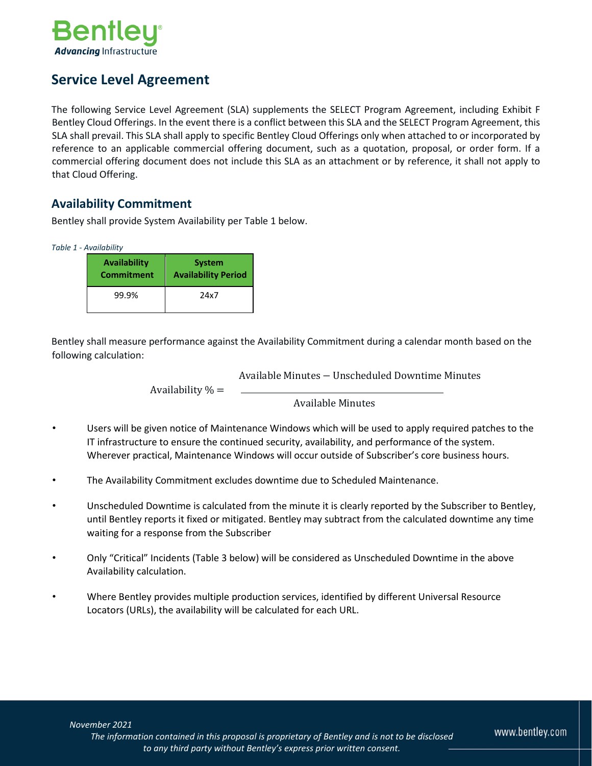# Service Level Agreement

The following Service Level Agreement (SLA) supplements the SELECT Program Agreement, including Exhibit F Bentley Cloud Offerings. In the event there is a conflict between this SLA and the SELECT Program Agreement, this SLA shall prevail. This SLA shall apply to specific Bentley Cloud Offerings only when attached to or incorporated by reference to an applicable commercial offering document, such as a quotation, proposal, or order form. If a commercial offering document does not include this SLA as an attachment or by reference, it shall not apply to that Cloud Offering.

## Availability Commitment

Bentley shall provide System Availability per Table 1 below.

*Table 1 - Availability*

| Availability Commitment | System Availability Period |
|---|---|
| 99.9% | 24x7 |

Bentley shall measure performance against the Availability Commitment during a calendar month based on the following calculation:

$$\text{Availability } \% = \frac{\text{Available Minutes} - \text{Unscheduled Downtime Minutes}}{\text{Available Minutes}}$$

- Users will be given notice of Maintenance Windows which will be used to apply required patches to the IT infrastructure to ensure the continued security, availability, and performance of the system. Wherever practical, Maintenance Windows will occur outside of Subscriber's core business hours.
- The Availability Commitment excludes downtime due to Scheduled Maintenance.
- Unscheduled Downtime is calculated from the minute it is clearly reported by the Subscriber to Bentley, until Bentley reports it fixed or mitigated. Bentley may subtract from the calculated downtime any time waiting for a response from the Subscriber
- Only "Critical" Incidents (Table 3 below) will be considered as Unscheduled Downtime in the above Availability calculation.
- Where Bentley provides multiple production services, identified by different Universal Resource Locators (URLs), the availability will be calculated for each URL.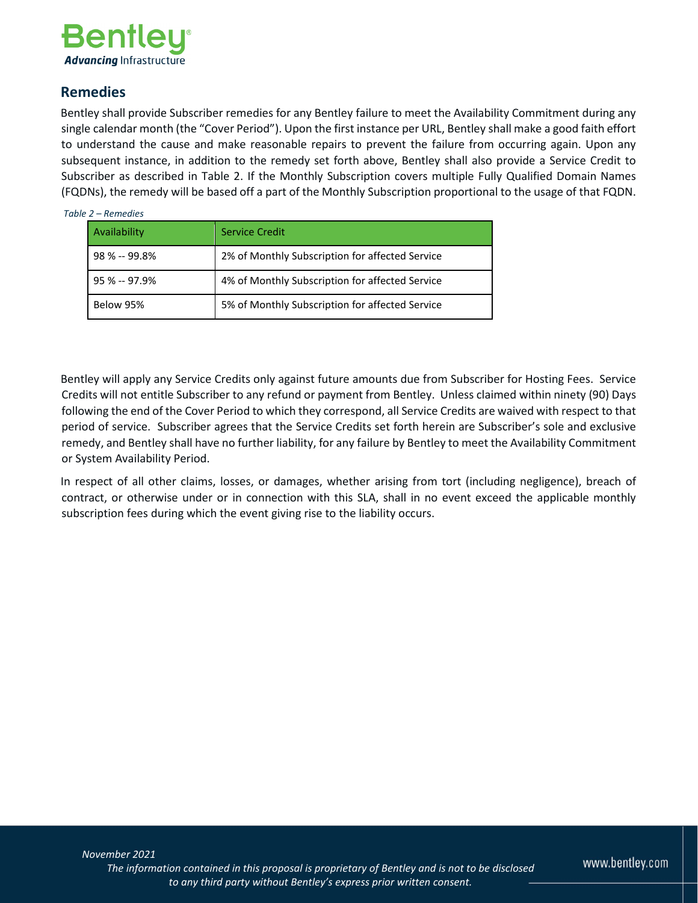## Remedies

Bentley shall provide Subscriber remedies for any Bentley failure to meet the Availability Commitment during any single calendar month (the "Cover Period"). Upon the first instance per URL, Bentley shall make a good faith effort to understand the cause and make reasonable repairs to prevent the failure from occurring again. Upon any subsequent instance, in addition to the remedy set forth above, Bentley shall also provide a Service Credit to Subscriber as described in Table 2. If the Monthly Subscription covers multiple Fully Qualified Domain Names (FQDNs), the remedy will be based off a part of the Monthly Subscription proportional to the usage of that FQDN.

*Table 2 – Remedies*

| Availability | Service Credit |
| --- | --- |
| 98 % -- 99.8% | 2% of Monthly Subscription for affected Service |
| 95 % -- 97.9% | 4% of Monthly Subscription for affected Service |
| Below 95% | 5% of Monthly Subscription for affected Service |

Bentley will apply any Service Credits only against future amounts due from Subscriber for Hosting Fees. Service Credits will not entitle Subscriber to any refund or payment from Bentley. Unless claimed within ninety (90) Days following the end of the Cover Period to which they correspond, all Service Credits are waived with respect to that period of service. Subscriber agrees that the Service Credits set forth herein are Subscriber's sole and exclusive remedy, and Bentley shall have no further liability, for any failure by Bentley to meet the Availability Commitment or System Availability Period.

In respect of all other claims, losses, or damages, whether arising from tort (including negligence), breach of contract, or otherwise under or in connection with this SLA, shall in no event exceed the applicable monthly subscription fees during which the event giving rise to the liability occurs.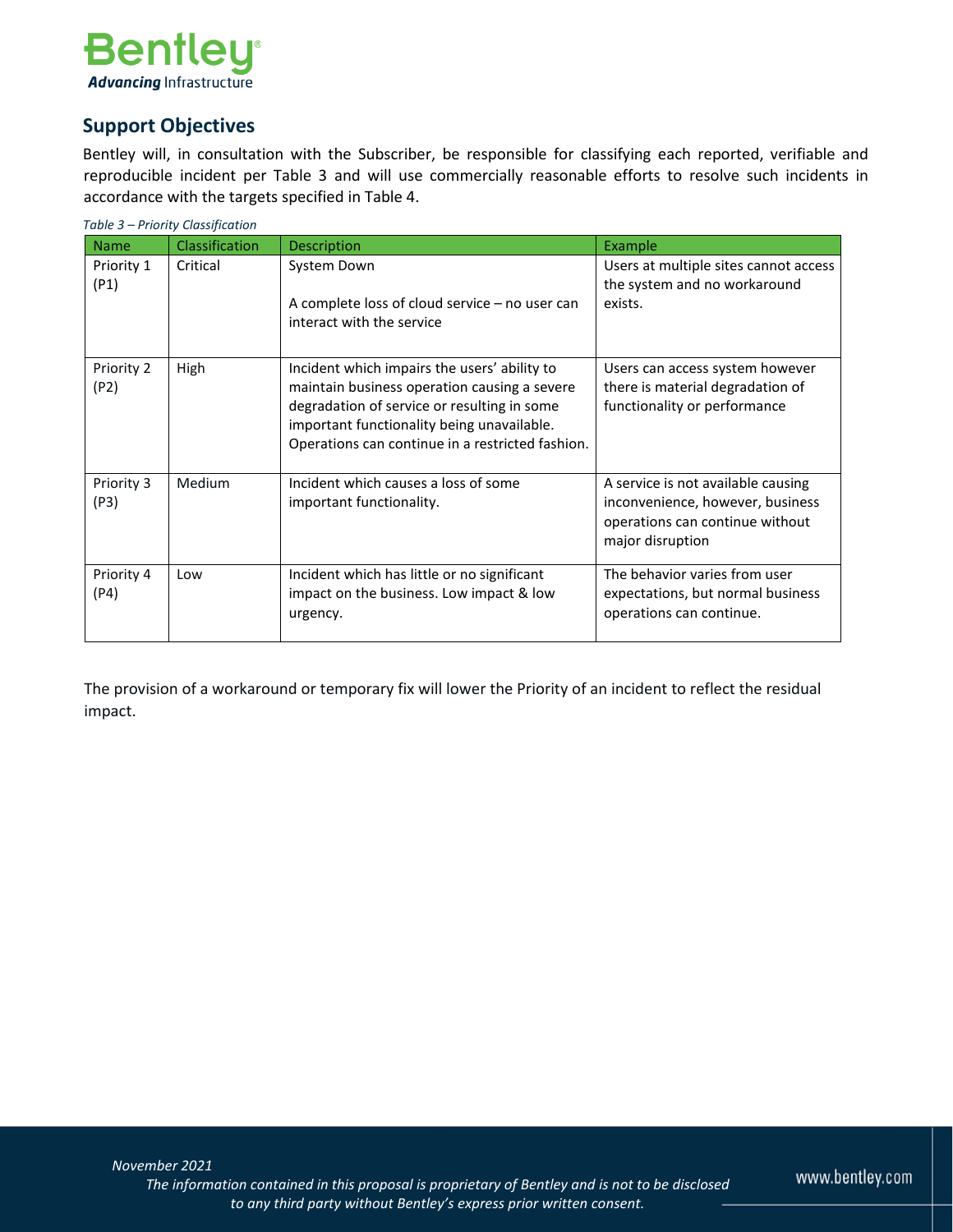## Support Objectives

Bentley will, in consultation with the Subscriber, be responsible for classifying each reported, verifiable and reproducible incident per Table 3 and will use commercially reasonable efforts to resolve such incidents in accordance with the targets specified in Table 4.

*Table 3 – Priority Classification*

| Name | Classification | Description | Example |
|---|---|---|---|
| Priority 1 (P1) | Critical | System Down<br><br>A complete loss of cloud service – no user can interact with the service | Users at multiple sites cannot access the system and no workaround exists. |
| Priority 2 (P2) | High | Incident which impairs the users' ability to maintain business operation causing a severe degradation of service or resulting in some important functionality being unavailable. Operations can continue in a restricted fashion. | Users can access system however there is material degradation of functionality or performance |
| Priority 3 (P3) | Medium | Incident which causes a loss of some important functionality. | A service is not available causing inconvenience, however, business operations can continue without major disruption |
| Priority 4 (P4) | Low | Incident which has little or no significant impact on the business. Low impact & low urgency. | The behavior varies from user expectations, but normal business operations can continue. |

The provision of a workaround or temporary fix will lower the Priority of an incident to reflect the residual impact.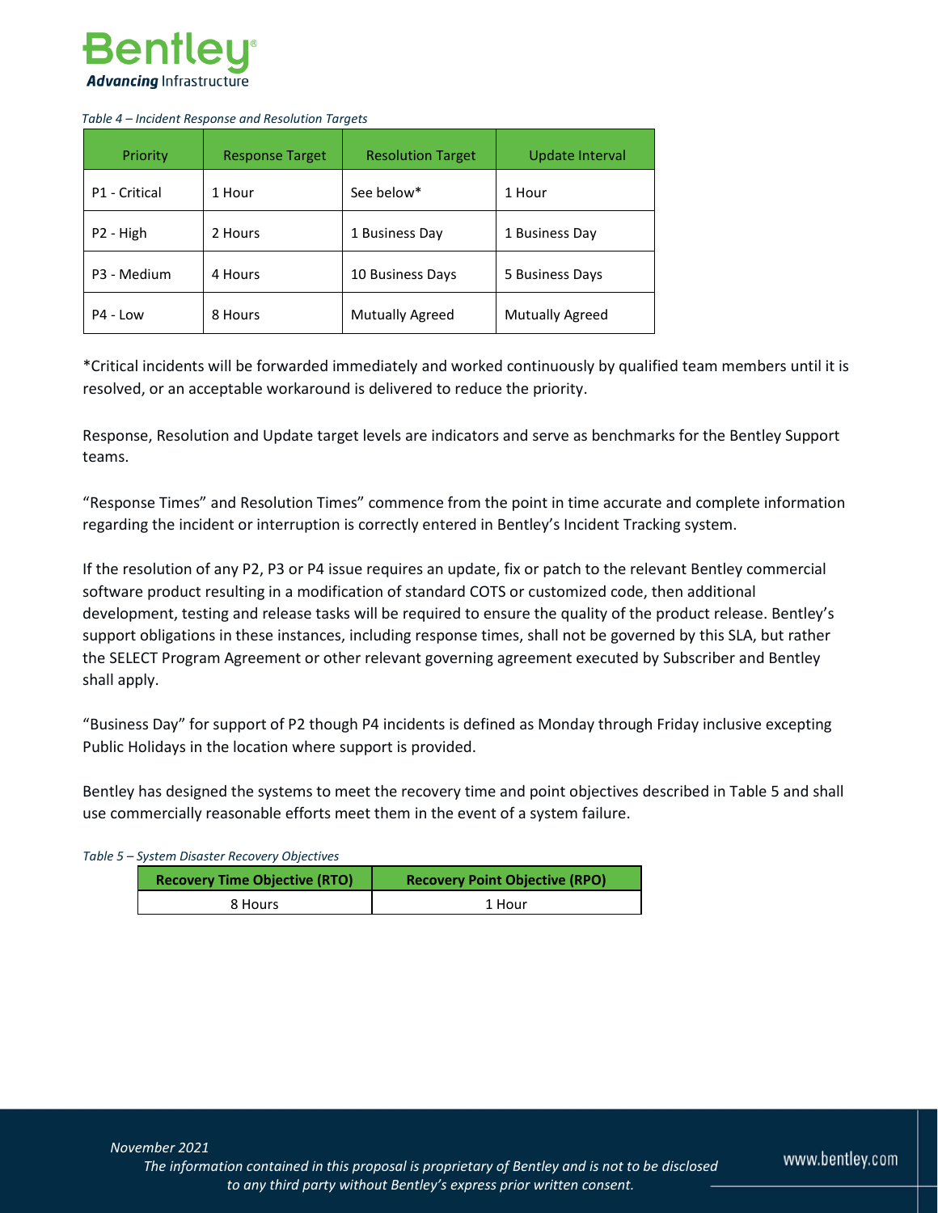*Table 4 – Incident Response and Resolution Targets*

| Priority | Response Target | Resolution Target | Update Interval |
|---|---|---|---|
| P1 - Critical | 1 Hour | See below* | 1 Hour |
| P2 - High | 2 Hours | 1 Business Day | 1 Business Day |
| P3 - Medium | 4 Hours | 10 Business Days | 5 Business Days |
| P4 - Low | 8 Hours | Mutually Agreed | Mutually Agreed |

*Critical incidents will be forwarded immediately and worked continuously by qualified team members until it is resolved, or an acceptable workaround is delivered to reduce the priority.

Response, Resolution and Update target levels are indicators and serve as benchmarks for the Bentley Support teams.

"Response Times" and Resolution Times" commence from the point in time accurate and complete information regarding the incident or interruption is correctly entered in Bentley's Incident Tracking system.

If the resolution of any P2, P3 or P4 issue requires an update, fix or patch to the relevant Bentley commercial software product resulting in a modification of standard COTS or customized code, then additional development, testing and release tasks will be required to ensure the quality of the product release. Bentley's support obligations in these instances, including response times, shall not be governed by this SLA, but rather the SELECT Program Agreement or other relevant governing agreement executed by Subscriber and Bentley shall apply.

"Business Day" for support of P2 though P4 incidents is defined as Monday through Friday inclusive excepting Public Holidays in the location where support is provided.

Bentley has designed the systems to meet the recovery time and point objectives described in Table 5 and shall use commercially reasonable efforts meet them in the event of a system failure.

*Table 5 – System Disaster Recovery Objectives*

| Recovery Time Objective (RTO) | Recovery Point Objective (RPO) |
|---|---|
| 8 Hours | 1 Hour |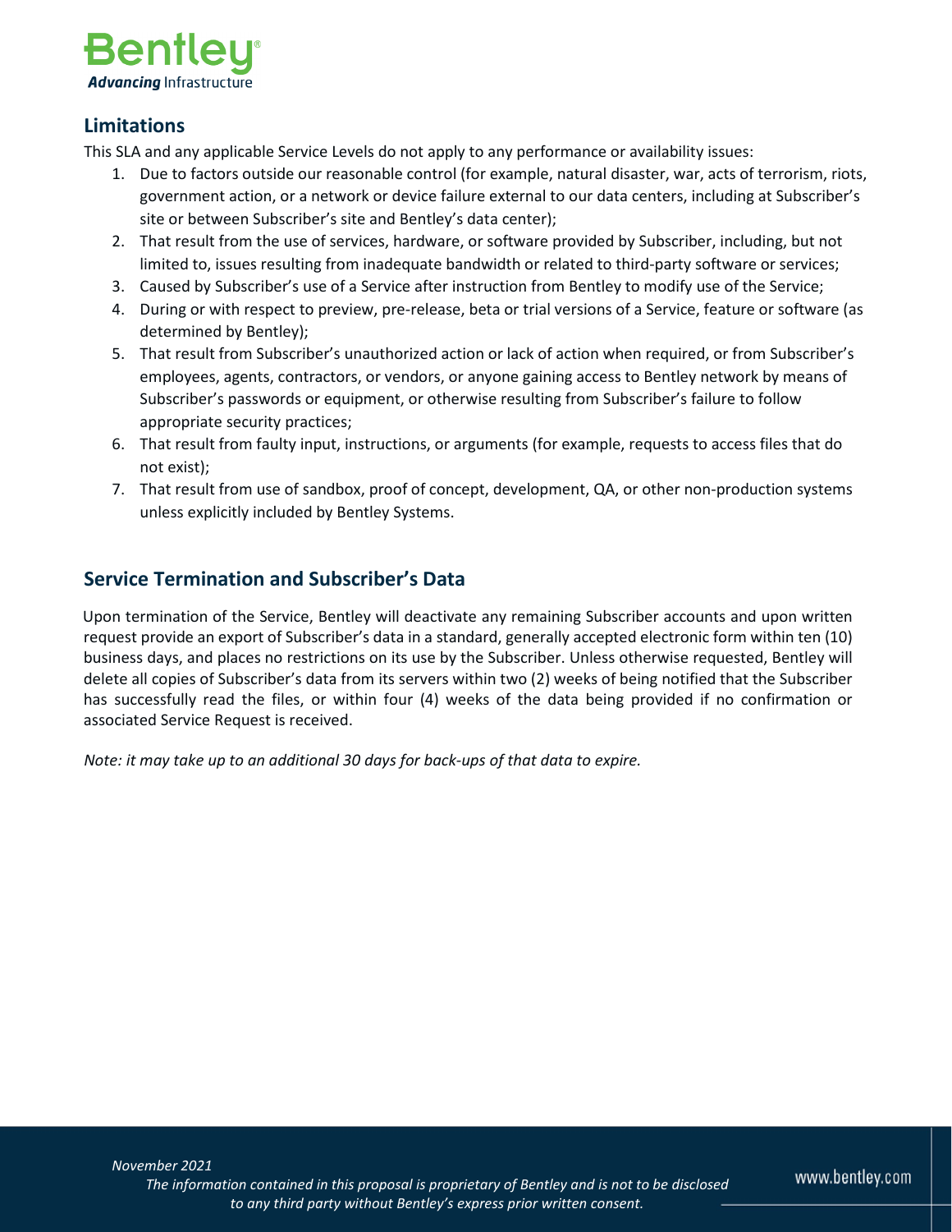## Limitations

This SLA and any applicable Service Levels do not apply to any performance or availability issues:

1. Due to factors outside our reasonable control (for example, natural disaster, war, acts of terrorism, riots, government action, or a network or device failure external to our data centers, including at Subscriber's site or between Subscriber's site and Bentley's data center);
2. That result from the use of services, hardware, or software provided by Subscriber, including, but not limited to, issues resulting from inadequate bandwidth or related to third-party software or services;
3. Caused by Subscriber's use of a Service after instruction from Bentley to modify use of the Service;
4. During or with respect to preview, pre-release, beta or trial versions of a Service, feature or software (as determined by Bentley);
5. That result from Subscriber's unauthorized action or lack of action when required, or from Subscriber's employees, agents, contractors, or vendors, or anyone gaining access to Bentley network by means of Subscriber's passwords or equipment, or otherwise resulting from Subscriber's failure to follow appropriate security practices;
6. That result from faulty input, instructions, or arguments (for example, requests to access files that do not exist);
7. That result from use of sandbox, proof of concept, development, QA, or other non-production systems unless explicitly included by Bentley Systems.

## Service Termination and Subscriber's Data

Upon termination of the Service, Bentley will deactivate any remaining Subscriber accounts and upon written request provide an export of Subscriber's data in a standard, generally accepted electronic form within ten (10) business days, and places no restrictions on its use by the Subscriber. Unless otherwise requested, Bentley will delete all copies of Subscriber's data from its servers within two (2) weeks of being notified that the Subscriber has successfully read the files, or within four (4) weeks of the data being provided if no confirmation or associated Service Request is received.

*Note: it may take up to an additional 30 days for back-ups of that data to expire.*